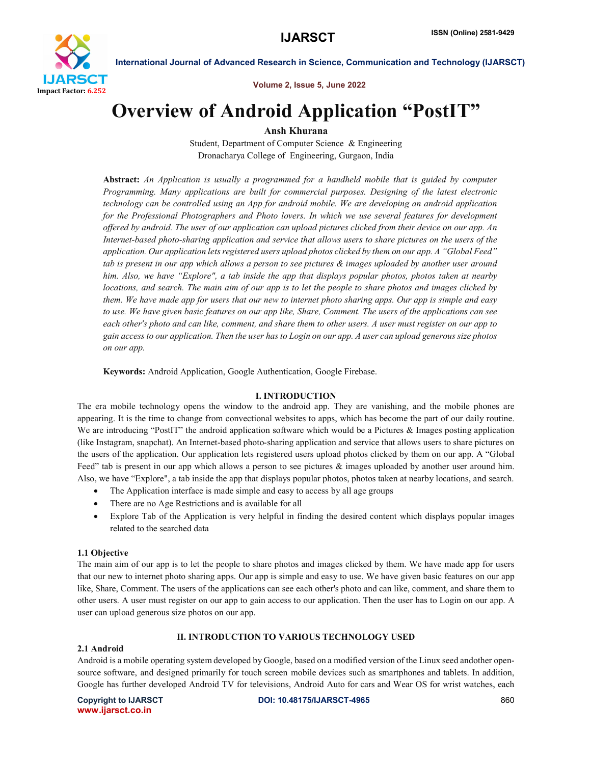# Overview of Android Application "PostIT"

**Ansh Khurana**

Student, Department of Computer Science & Engineering
Dronacharya College of Engineering, Gurgaon, India

**Abstract:** *An Application is usually a programmed for a handheld mobile that is guided by computer Programming. Many applications are built for commercial purposes. Designing of the latest electronic technology can be controlled using an App for android mobile. We are developing an android application for the Professional Photographers and Photo lovers. In which we use several features for development offered by android. The user of our application can upload pictures clicked from their device on our app. An Internet-based photo-sharing application and service that allows users to share pictures on the users of the application. Our application lets registered users upload photos clicked by them on our app. A "Global Feed" tab is present in our app which allows a person to see pictures & images uploaded by another user around him. Also, we have "Explore", a tab inside the app that displays popular photos, photos taken at nearby locations, and search. The main aim of our app is to let the people to share photos and images clicked by them. We have made app for users that our new to internet photo sharing apps. Our app is simple and easy to use. We have given basic features on our app like, Share, Comment. The users of the applications can see each other's photo and can like, comment, and share them to other users. A user must register on our app to gain access to our application. Then the user has to Login on our app. A user can upload generous size photos on our app.*

**Keywords:** Android Application, Google Authentication, Google Firebase.

## I. INTRODUCTION

The era mobile technology opens the window to the android app. They are vanishing, and the mobile phones are appearing. It is the time to change from convectional websites to apps, which has become the part of our daily routine. We are introducing "PostIT" the android application software which would be a Pictures & Images posting application (like Instagram, snapchat). An Internet-based photo-sharing application and service that allows users to share pictures on the users of the application. Our application lets registered users upload photos clicked by them on our app. A "Global Feed" tab is present in our app which allows a person to see pictures & images uploaded by another user around him. Also, we have "Explore", a tab inside the app that displays popular photos, photos taken at nearby locations, and search.

- The Application interface is made simple and easy to access by all age groups
- There are no Age Restrictions and is available for all
- Explore Tab of the Application is very helpful in finding the desired content which displays popular images related to the searched data

### 1.1 Objective

The main aim of our app is to let the people to share photos and images clicked by them. We have made app for users that our new to internet photo sharing apps. Our app is simple and easy to use. We have given basic features on our app like, Share, Comment. The users of the applications can see each other's photo and can like, comment, and share them to other users. A user must register on our app to gain access to our application. Then the user has to Login on our app. A user can upload generous size photos on our app.

## II. INTRODUCTION TO VARIOUS TECHNOLOGY USED

### 2.1 Android

Android is a mobile operating system developed by Google, based on a modified version of the Linux seed andother open-source software, and designed primarily for touch screen mobile devices such as smartphones and tablets. In addition, Google has further developed Android TV for televisions, Android Auto for cars and Wear OS for wrist watches, each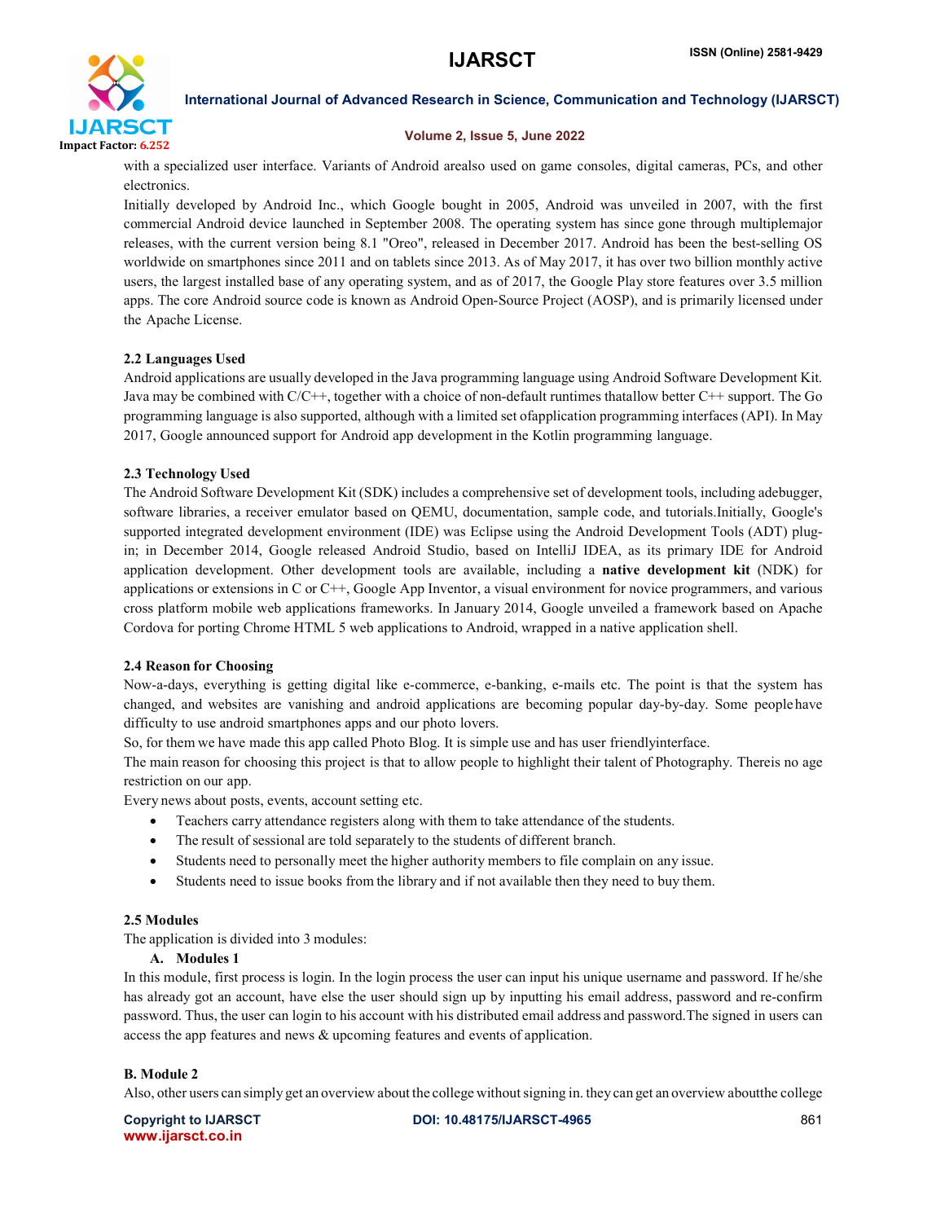with a specialized user interface. Variants of Android arealso used on game consoles, digital cameras, PCs, and other electronics.

Initially developed by Android Inc., which Google bought in 2005, Android was unveiled in 2007, with the first commercial Android device launched in September 2008. The operating system has since gone through multiplemajor releases, with the current version being 8.1 "Oreo", released in December 2017. Android has been the best-selling OS worldwide on smartphones since 2011 and on tablets since 2013. As of May 2017, it has over two billion monthly active users, the largest installed base of any operating system, and as of 2017, the Google Play store features over 3.5 million apps. The core Android source code is known as Android Open-Source Project (AOSP), and is primarily licensed under the Apache License.

### 2.2 Languages Used

Android applications are usually developed in the Java programming language using Android Software Development Kit. Java may be combined with C/C++, together with a choice of non-default runtimes thatallow better C++ support. The Go programming language is also supported, although with a limited set ofapplication programming interfaces (API). In May 2017, Google announced support for Android app development in the Kotlin programming language.

### 2.3 Technology Used

The Android Software Development Kit (SDK) includes a comprehensive set of development tools, including adebugger, software libraries, a receiver emulator based on QEMU, documentation, sample code, and tutorials.Initially, Google's supported integrated development environment (IDE) was Eclipse using the Android Development Tools (ADT) plug-in; in December 2014, Google released Android Studio, based on IntelliJ IDEA, as its primary IDE for Android application development. Other development tools are available, including a **native development kit** (NDK) for applications or extensions in C or C++, Google App Inventor, a visual environment for novice programmers, and various cross platform mobile web applications frameworks. In January 2014, Google unveiled a framework based on Apache Cordova for porting Chrome HTML 5 web applications to Android, wrapped in a native application shell.

### 2.4 Reason for Choosing

Now-a-days, everything is getting digital like e-commerce, e-banking, e-mails etc. The point is that the system has changed, and websites are vanishing and android applications are becoming popular day-by-day. Some people have difficulty to use android smartphones apps and our photo lovers.

So, for them we have made this app called Photo Blog. It is simple use and has user friendlyinterface.

The main reason for choosing this project is that to allow people to highlight their talent of Photography. Thereis no age restriction on our app.

Every news about posts, events, account setting etc.

- Teachers carry attendance registers along with them to take attendance of the students.
- The result of sessional are told separately to the students of different branch.
- Students need to personally meet the higher authority members to file complain on any issue.
- Students need to issue books from the library and if not available then they need to buy them.

### 2.5 Modules

The application is divided into 3 modules:

**A. Modules 1**

In this module, first process is login. In the login process the user can input his unique username and password. If he/she has already got an account, have else the user should sign up by inputting his email address, password and re-confirm password. Thus, the user can login to his account with his distributed email address and password.The signed in users can access the app features and news & upcoming features and events of application.

**B. Module 2**

Also, other users can simply get an overview about the college without signing in. they can get an overview aboutthe college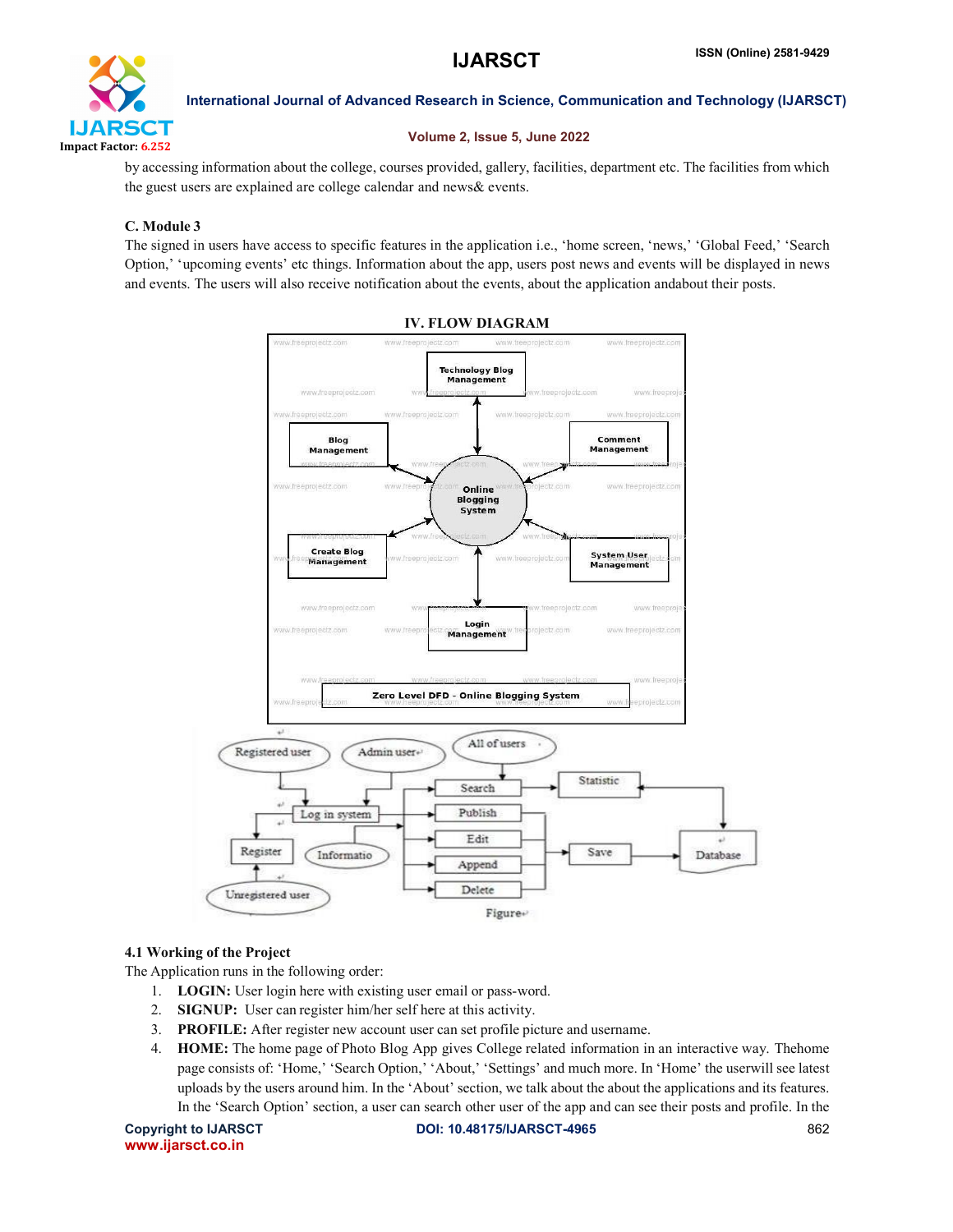by accessing information about the college, courses provided, gallery, facilities, department etc. The facilities from which the guest users are explained are college calendar and news& events.

### C. Module 3

The signed in users have access to specific features in the application i.e., 'home screen, 'news,' 'Global Feed,' 'Search Option,' 'upcoming events' etc things. Information about the app, users post news and events will be displayed in news and events. The users will also receive notification about the events, about the application andabout their posts.

## IV. FLOW DIAGRAM

Technology Blog Management

Blog Management

Comment Management

Online Blogging System

Create Blog Management

System User Management

Login Management

Zero Level DFD - Online Blogging System

Registered user

Admin user

All of users

Search

Statistic

Log in system

Publish

Edit

Register

Informatio

Save

Database

Append

Delete

Unregistered user

Figure

### 4.1 Working of the Project

The Application runs in the following order:

1. **LOGIN:** User login here with existing user email or pass-word.
2. **SIGNUP:** User can register him/her self here at this activity.
3. **PROFILE:** After register new account user can set profile picture and username.
4. **HOME:** The home page of Photo Blog App gives College related information in an interactive way. Thehome page consists of: 'Home,' 'Search Option,' 'About,' 'Settings' and much more. In 'Home' the userwill see latest uploads by the users around him. In the 'About' section, we talk about the about the applications and its features. In the 'Search Option' section, a user can search other user of the app and can see their posts and profile. In the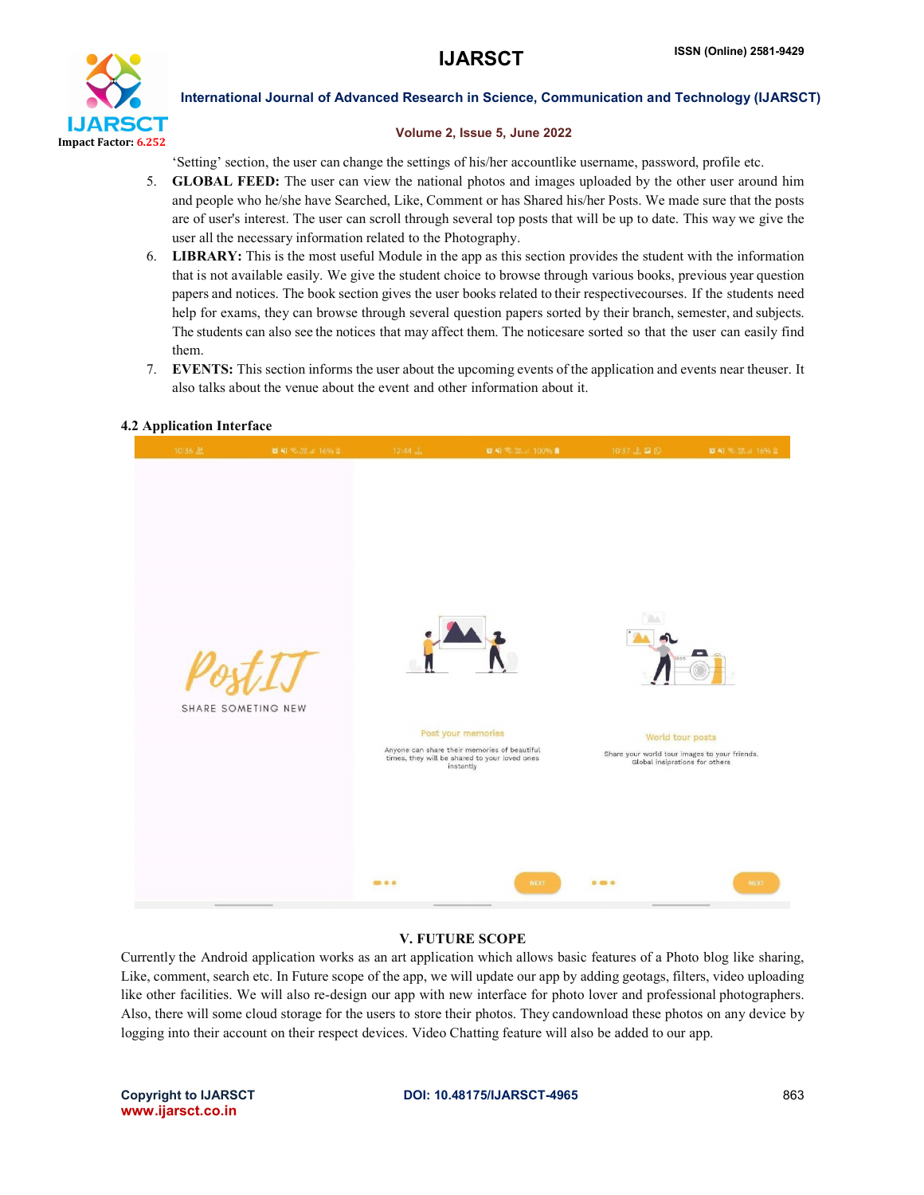'Setting' section, the user can change the settings of his/her accountlike username, password, profile etc.

5. **GLOBAL FEED:** The user can view the national photos and images uploaded by the other user around him and people who he/she have Searched, Like, Comment or has Shared his/her Posts. We made sure that the posts are of user's interest. The user can scroll through several top posts that will be up to date. This way we give the user all the necessary information related to the Photography.
6. **LIBRARY:** This is the most useful Module in the app as this section provides the student with the information that is not available easily. We give the student choice to browse through various books, previous year question papers and notices. The book section gives the user books related to their respectivecourses. If the students need help for exams, they can browse through several question papers sorted by their branch, semester, and subjects. The students can also see the notices that may affect them. The noticesare sorted so that the user can easily find them.
7. **EVENTS:** This section informs the user about the upcoming events of the application and events near theuser. It also talks about the venue about the event and other information about it.

### 4.2 Application Interface

## V. FUTURE SCOPE

Currently the Android application works as an art application which allows basic features of a Photo blog like sharing, Like, comment, search etc. In Future scope of the app, we will update our app by adding geotags, filters, video uploading like other facilities. We will also re-design our app with new interface for photo lover and professional photographers. Also, there will some cloud storage for the users to store their photos. They candownload these photos on any device by logging into their account on their respect devices. Video Chatting feature will also be added to our app.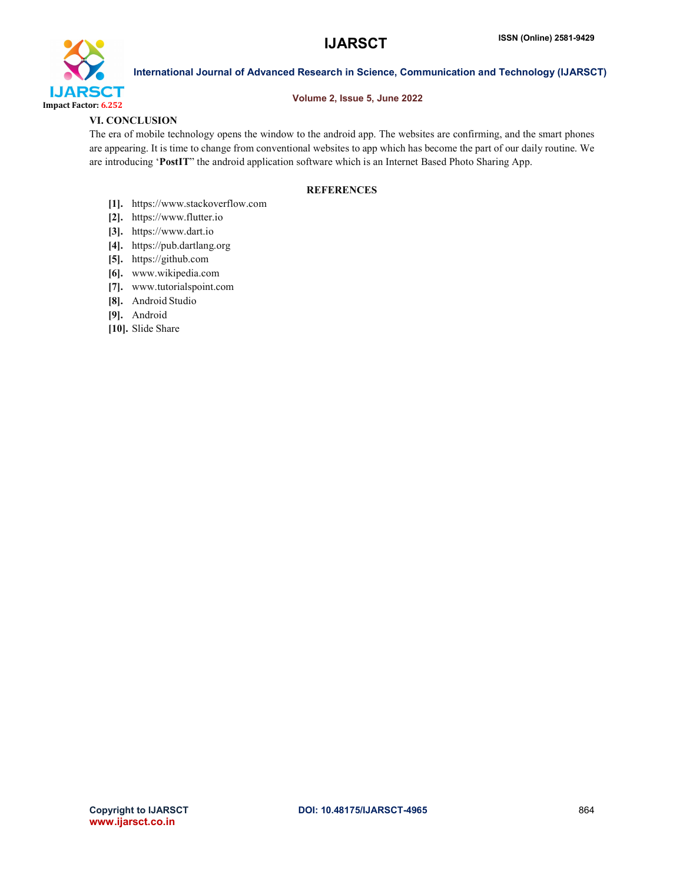## VI. CONCLUSION

The era of mobile technology opens the window to the android app. The websites are confirming, and the smart phones are appearing. It is time to change from conventional websites to app which has become the part of our daily routine. We are introducing '**PostIT**" the android application software which is an Internet Based Photo Sharing App.

## REFERENCES

**[1].** https://www.stackoverflow.com

**[2].** https://www.flutter.io

**[3].** https://www.dart.io

**[4].** https://pub.dartlang.org

**[5].** https://github.com

**[6].** www.wikipedia.com

**[7].** www.tutorialspoint.com

**[8].** Android Studio

**[9].** Android

**[10].** Slide Share